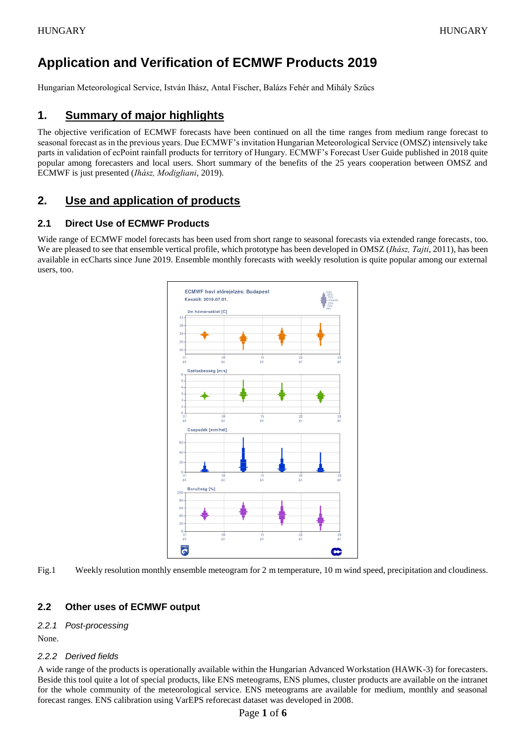# Application and Verification of ECMWF Products 2019

Hungarian Meteorological Service, István Ihász, Antal Fischer, Balázs Fehér and Mihály Szűcs

## 1. Summary of major highlights

The objective verification of ECMWF forecasts have been continued on all the time ranges from medium range forecast to seasonal forecast as in the previous years. Due ECMWF's invitation Hungarian Meteorological Service (OMSZ) intensively take parts in validation of ecPoint rainfall products for territory of Hungary. ECMWF's Forecast User Guide published in 2018 quite popular among forecasters and local users. Short summary of the benefits of the 25 years cooperation between OMSZ and ECMWF is just presented (*Ihász, Modigliani*, 2019).

## 2. Use and application of products

### 2.1 Direct Use of ECMWF Products

Wide range of ECMWF model forecasts has been used from short range to seasonal forecasts via extended range forecasts, too. We are pleased to see that ensemble vertical profile, which prototype has been developed in OMSZ (*Ihász, Tajti*, 2011), has been available in ecCharts since June 2019. Ensemble monthly forecasts with weekly resolution is quite popular among our external users, too.

Fig.1 Weekly resolution monthly ensemble meteogram for 2 m temperature, 10 m wind speed, precipitation and cloudiness.

### 2.2 Other uses of ECMWF output

#### 2.2.1 Post-processing

None.

#### 2.2.2 Derived fields

A wide range of the products is operationally available within the Hungarian Advanced Workstation (HAWK-3) for forecasters. Beside this tool quite a lot of special products, like ENS meteograms, ENS plumes, cluster products are available on the intranet for the whole community of the meteorological service. ENS meteograms are available for medium, monthly and seasonal forecast ranges. ENS calibration using VarEPS reforecast dataset was developed in 2008.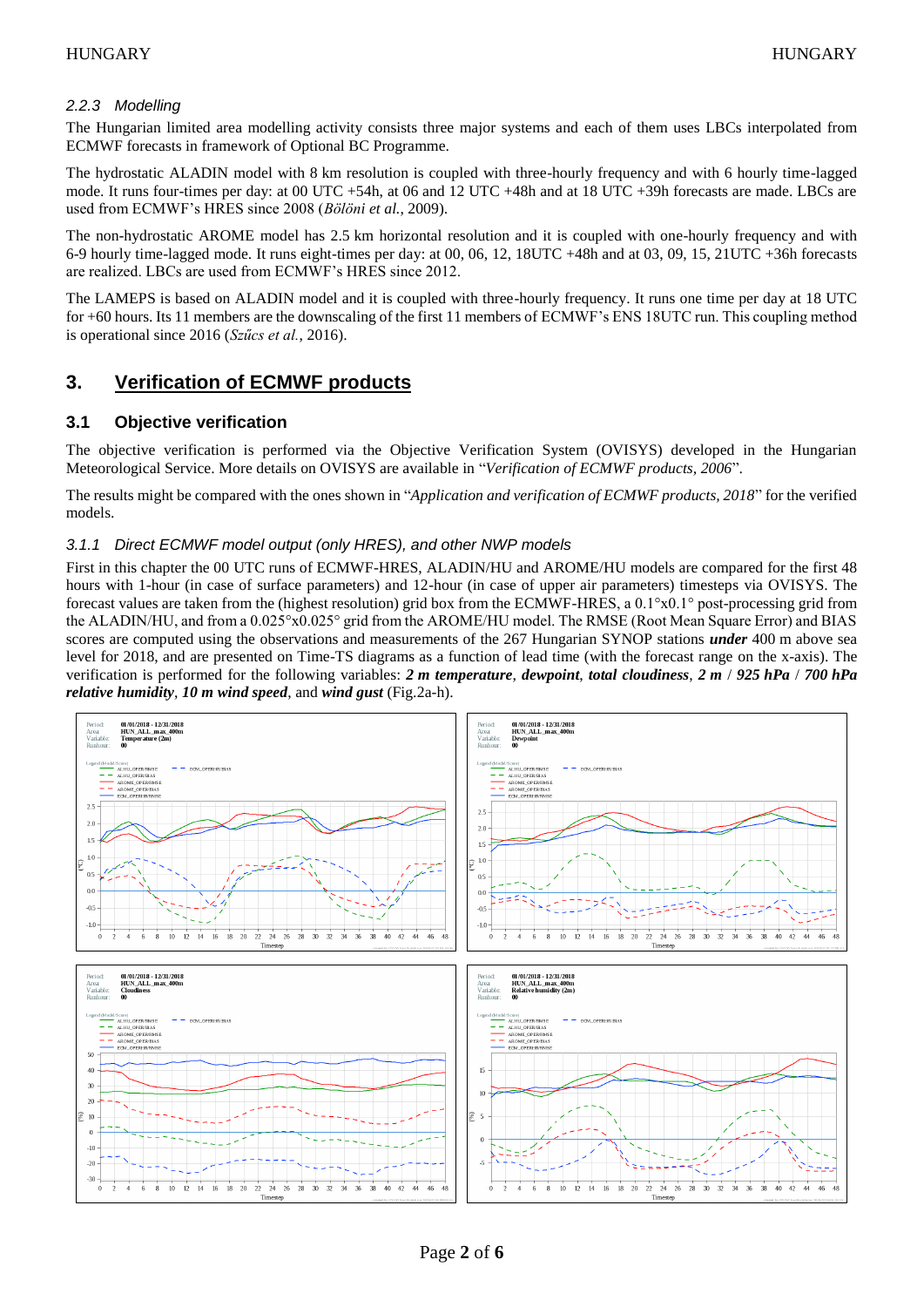#### 2.2.3 Modelling

The Hungarian limited area modelling activity consists three major systems and each of them uses LBCs interpolated from ECMWF forecasts in framework of Optional BC Programme.

The hydrostatic ALADIN model with 8 km resolution is coupled with three-hourly frequency and with 6 hourly time-lagged mode. It runs four-times per day: at 00 UTC +54h, at 06 and 12 UTC +48h and at 18 UTC +39h forecasts are made. LBCs are used from ECMWF's HRES since 2008 (*Bölöni et al.*, 2009).

The non-hydrostatic AROME model has 2.5 km horizontal resolution and it is coupled with one-hourly frequency and with 6-9 hourly time-lagged mode. It runs eight-times per day: at 00, 06, 12, 18UTC +48h and at 03, 09, 15, 21UTC +36h forecasts are realized. LBCs are used from ECMWF's HRES since 2012.

The LAMEPS is based on ALADIN model and it is coupled with three-hourly frequency. It runs one time per day at 18 UTC for +60 hours. Its 11 members are the downscaling of the first 11 members of ECMWF's ENS 18UTC run. This coupling method is operational since 2016 (*Szűcs et al.*, 2016).

## 3. Verification of ECMWF products

### 3.1 Objective verification

The objective verification is performed via the Objective Verification System (OVISYS) developed in the Hungarian Meteorological Service. More details on OVISYS are available in "*Verification of ECMWF products, 2006*".

The results might be compared with the ones shown in "*Application and verification of ECMWF products, 2018*" for the verified models.

#### 3.1.1 Direct ECMWF model output (only HRES), and other NWP models

First in this chapter the 00 UTC runs of ECMWF-HRES, ALADIN/HU and AROME/HU models are compared for the first 48 hours with 1-hour (in case of surface parameters) and 12-hour (in case of upper air parameters) timesteps via OVISYS. The forecast values are taken from the (highest resolution) grid box from the ECMWF-HRES, a 0.1°x0.1° post-processing grid from the ALADIN/HU, and from a 0.025°x0.025° grid from the AROME/HU model. The RMSE (Root Mean Square Error) and BIAS scores are computed using the observations and measurements of the 267 Hungarian SYNOP stations ***under*** 400 m above sea level for 2018, and are presented on Time-TS diagrams as a function of lead time (with the forecast range on the x-axis). The verification is performed for the following variables: ***2 m temperature***, ***dewpoint***, ***total cloudiness***, ***2 m*** / ***925 hPa*** / ***700 hPa relative humidity***, ***10 m wind speed***, and ***wind gust*** (Fig.2a-h).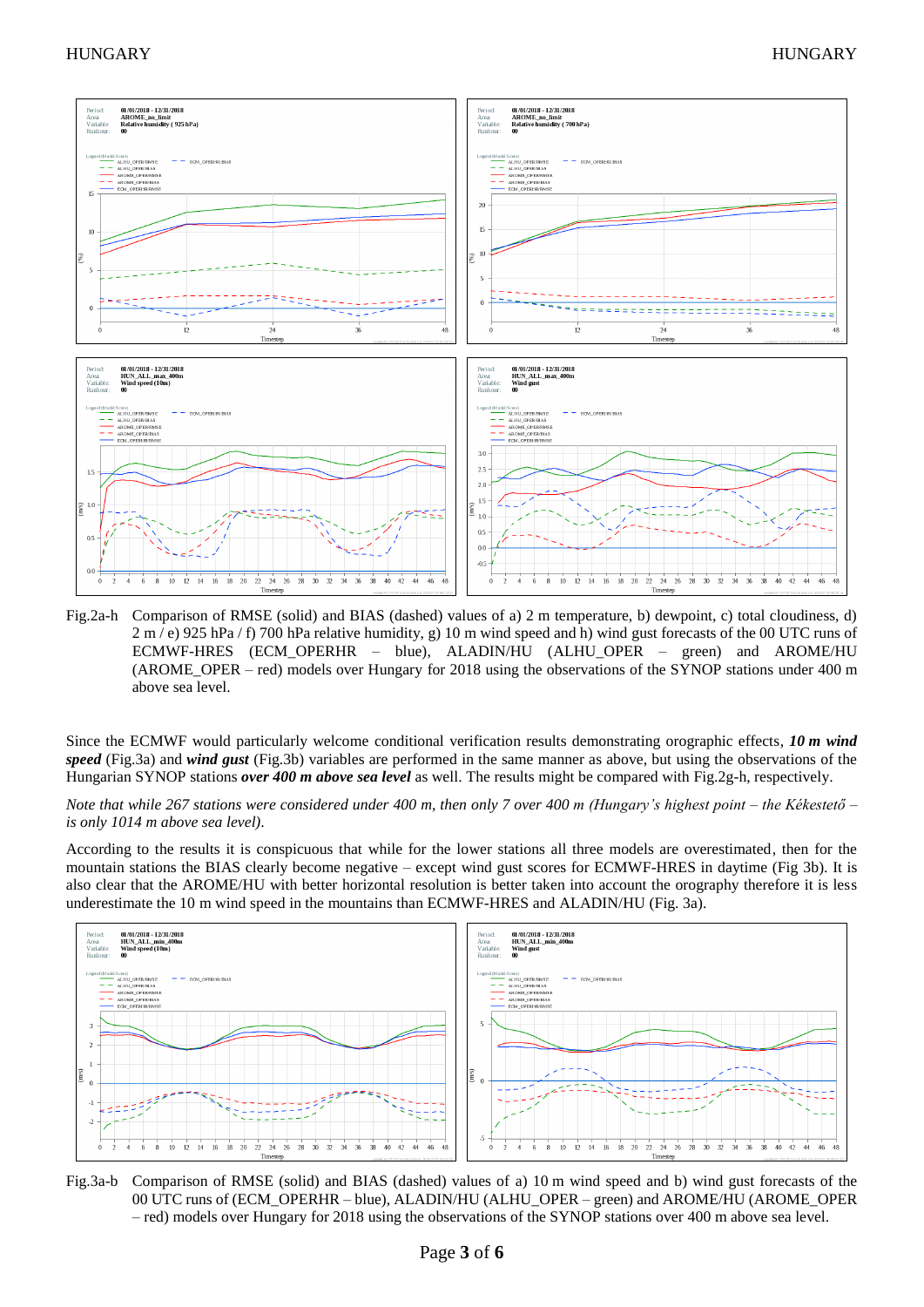Fig.2a-h Comparison of RMSE (solid) and BIAS (dashed) values of a) 2 m temperature, b) dewpoint, c) total cloudiness, d) 2 m / e) 925 hPa / f) 700 hPa relative humidity, g) 10 m wind speed and h) wind gust forecasts of the 00 UTC runs of ECMWF-HRES (ECM_OPERHR – blue), ALADIN/HU (ALHU_OPER – green) and AROME/HU (AROME_OPER – red) models over Hungary for 2018 using the observations of the SYNOP stations under 400 m above sea level.

Since the ECMWF would particularly welcome conditional verification results demonstrating orographic effects, ***10 m wind speed*** (Fig.3a) and ***wind gust*** (Fig.3b) variables are performed in the same manner as above, but using the observations of the Hungarian SYNOP stations ***over 400 m above sea level*** as well. The results might be compared with Fig.2g-h, respectively.

*Note that while 267 stations were considered under 400 m, then only 7 over 400 m (Hungary's highest point – the Kékestető – is only 1014 m above sea level).*

According to the results it is conspicuous that while for the lower stations all three models are overestimated, then for the mountain stations the BIAS clearly become negative – except wind gust scores for ECMWF-HRES in daytime (Fig 3b). It is also clear that the AROME/HU with better horizontal resolution is better taken into account the orography therefore it is less underestimate the 10 m wind speed in the mountains than ECMWF-HRES and ALADIN/HU (Fig. 3a).

Fig.3a-b Comparison of RMSE (solid) and BIAS (dashed) values of a) 10 m wind speed and b) wind gust forecasts of the 00 UTC runs of (ECM_OPERHR – blue), ALADIN/HU (ALHU_OPER – green) and AROME/HU (AROME_OPER – red) models over Hungary for 2018 using the observations of the SYNOP stations over 400 m above sea level.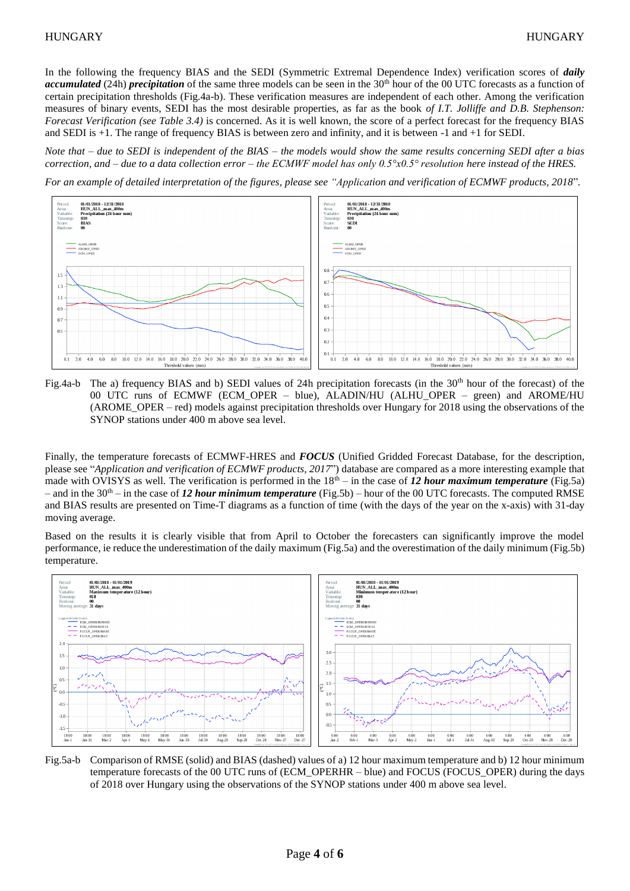In the following the frequency BIAS and the SEDI (Symmetric Extremal Dependence Index) verification scores of ***daily accumulated*** (24h) ***precipitation*** of the same three models can be seen in the 30th hour of the 00 UTC forecasts as a function of certain precipitation thresholds (Fig.4a-b). These verification measures are independent of each other. Among the verification measures of binary events, SEDI has the most desirable properties, as far as the book *of I.T. Jolliffe and D.B. Stephenson: Forecast Verification (see Table 3.4)* is concerned. As it is well known, the score of a perfect forecast for the frequency BIAS and SEDI is +1. The range of frequency BIAS is between zero and infinity, and it is between -1 and +1 for SEDI.

*Note that – due to SEDI is independent of the BIAS – the models would show the same results concerning SEDI after a bias correction, and – due to a data collection error – the ECMWF model has only 0.5°x0.5° resolution here instead of the HRES.*

*For an example of detailed interpretation of the figures, please see "Application and verification of ECMWF products, 2018".*

Fig.4a-b The a) frequency BIAS and b) SEDI values of 24h precipitation forecasts (in the 30th hour of the forecast) of the 00 UTC runs of ECMWF (ECM_OPER – blue), ALADIN/HU (ALHU_OPER – green) and AROME/HU (AROME_OPER – red) models against precipitation thresholds over Hungary for 2018 using the observations of the SYNOP stations under 400 m above sea level.

Finally, the temperature forecasts of ECMWF-HRES and ***FOCUS*** (Unified Gridded Forecast Database, for the description, please see "*Application and verification of ECMWF products, 2017*") database are compared as a more interesting example that made with OVISYS as well. The verification is performed in the 18th – in the case of ***12 hour maximum temperature*** (Fig.5a) – and in the 30th – in the case of ***12 hour minimum temperature*** (Fig.5b) – hour of the 00 UTC forecasts. The computed RMSE and BIAS results are presented on Time-T diagrams as a function of time (with the days of the year on the x-axis) with 31-day moving average.

Based on the results it is clearly visible that from April to October the forecasters can significantly improve the model performance, ie reduce the underestimation of the daily maximum (Fig.5a) and the overestimation of the daily minimum (Fig.5b) temperature.

Fig.5a-b Comparison of RMSE (solid) and BIAS (dashed) values of a) 12 hour maximum temperature and b) 12 hour minimum temperature forecasts of the 00 UTC runs of (ECM_OPERHR – blue) and FOCUS (FOCUS_OPER) during the days of 2018 over Hungary using the observations of the SYNOP stations under 400 m above sea level.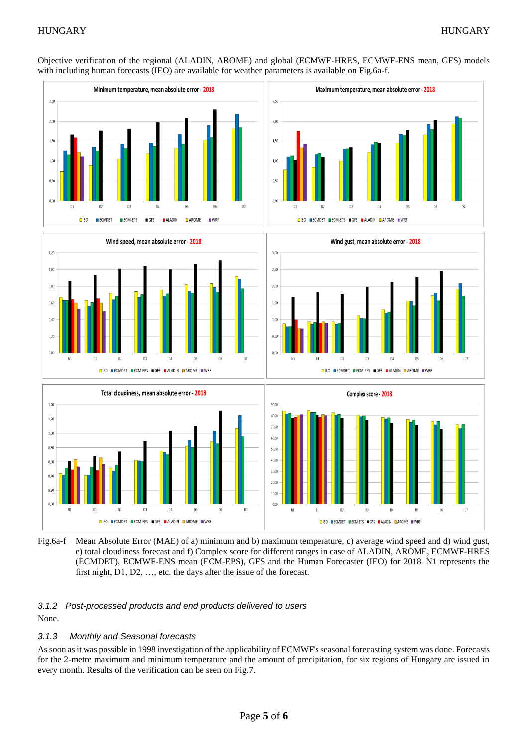Objective verification of the regional (ALADIN, AROME) and global (ECMWF-HRES, ECMWF-ENS mean, GFS) models with including human forecasts (IEO) are available for weather parameters is available on Fig.6a-f.

Fig.6a-f Mean Absolute Error (MAE) of a) minimum and b) maximum temperature, c) average wind speed and d) wind gust, e) total cloudiness forecast and f) Complex score for different ranges in case of ALADIN, AROME, ECMWF-HRES (ECMDET), ECMWF-ENS mean (ECM-EPS), GFS and the Human Forecaster (IEO) for 2018. N1 represents the first night, D1, D2, …, etc. the days after the issue of the forecast.

### *3.1.2 Post-processed products and end products delivered to users*

None.

### *3.1.3 Monthly and Seasonal forecasts*

As soon as it was possible in 1998 investigation of the applicability of ECMWF's seasonal forecasting system was done. Forecasts for the 2-metre maximum and minimum temperature and the amount of precipitation, for six regions of Hungary are issued in every month. Results of the verification can be seen on Fig.7.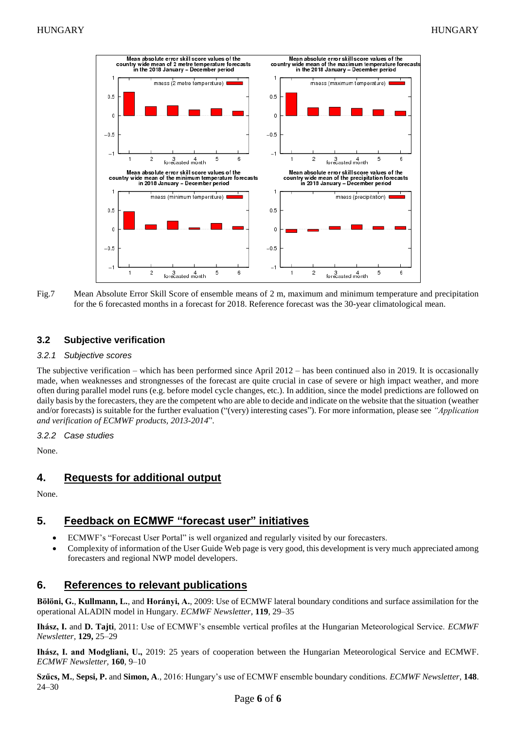Mean absolute error skill score values of the country wide mean of 2 metre temperature forecasts in the 2018 January – December period

maess (2 metre temperature)

1
0.5
0
−0.5
−1

1 2 3 4 5 6
forecasted month

Mean absolute error skill score values of the country wide mean of the maximum temperature forecasts in the 2018 January – December period

maess (maximum temperature)

1
0.5
0
−0.5
−1

1 2 3 4 5 6
forecasted month

Mean absolute error skill score values of the country wide mean of the minimum temperature forecasts in 2018 January – December period

maess (minimum temperature)

1
0.5
0
−0.5
−1

1 2 3 4 5 6
forecasted month

Mean absolute error skill score values of the country wide mean of the precipitation forecasts in 2018 January – December period

maess (precipitation)

1
0.5
0
−0.5
−1

1 2 3 4 5 6
forecasted month

Fig.7 Mean Absolute Error Skill Score of ensemble means of 2 m, maximum and minimum temperature and precipitation for the 6 forecasted months in a forecast for 2018. Reference forecast was the 30-year climatological mean.

### 3.2 Subjective verification

#### *3.2.1 Subjective scores*

The subjective verification – which has been performed since April 2012 – has been continued also in 2019. It is occasionally made, when weaknesses and strongnesses of the forecast are quite crucial in case of severe or high impact weather, and more often during parallel model runs (e.g. before model cycle changes, etc.). In addition, since the model predictions are followed on daily basis by the forecasters, they are the competent who are able to decide and indicate on the website that the situation (weather and/or forecasts) is suitable for the further evaluation ("(very) interesting cases"). For more information, please see *"Application and verification of ECMWF products, 2013-2014*".

#### *3.2.2 Case studies*

None.

## 4. Requests for additional output

None.

## 5. Feedback on ECMWF "forecast user" initiatives

- ECMWF's "Forecast User Portal" is well organized and regularly visited by our forecasters.
- Complexity of information of the User Guide Web page is very good, this development is very much appreciated among forecasters and regional NWP model developers.

## 6. References to relevant publications

**Bölöni, G.**, **Kullmann, L.**, and **Horányi, A.**, 2009: Use of ECMWF lateral boundary conditions and surface assimilation for the operational ALADIN model in Hungary. *ECMWF Newsletter*, **119**, 29–35

**Ihász, I.** and **D. Tajti**, 2011: Use of ECMWF's ensemble vertical profiles at the Hungarian Meteorological Service. *ECMWF Newsletter,* **129,** 25–29

**Ihász, I. and Modgliani, U.,** 2019: 25 years of cooperation between the Hungarian Meteorological Service and ECMWF. *ECMWF Newsletter,* **160**, 9–10

**Szűcs, M.**, **Sepsi, P.** and **Simon, A**., 2016: Hungary's use of ECMWF ensemble boundary conditions. *ECMWF Newsletter*, **148**. 24–30